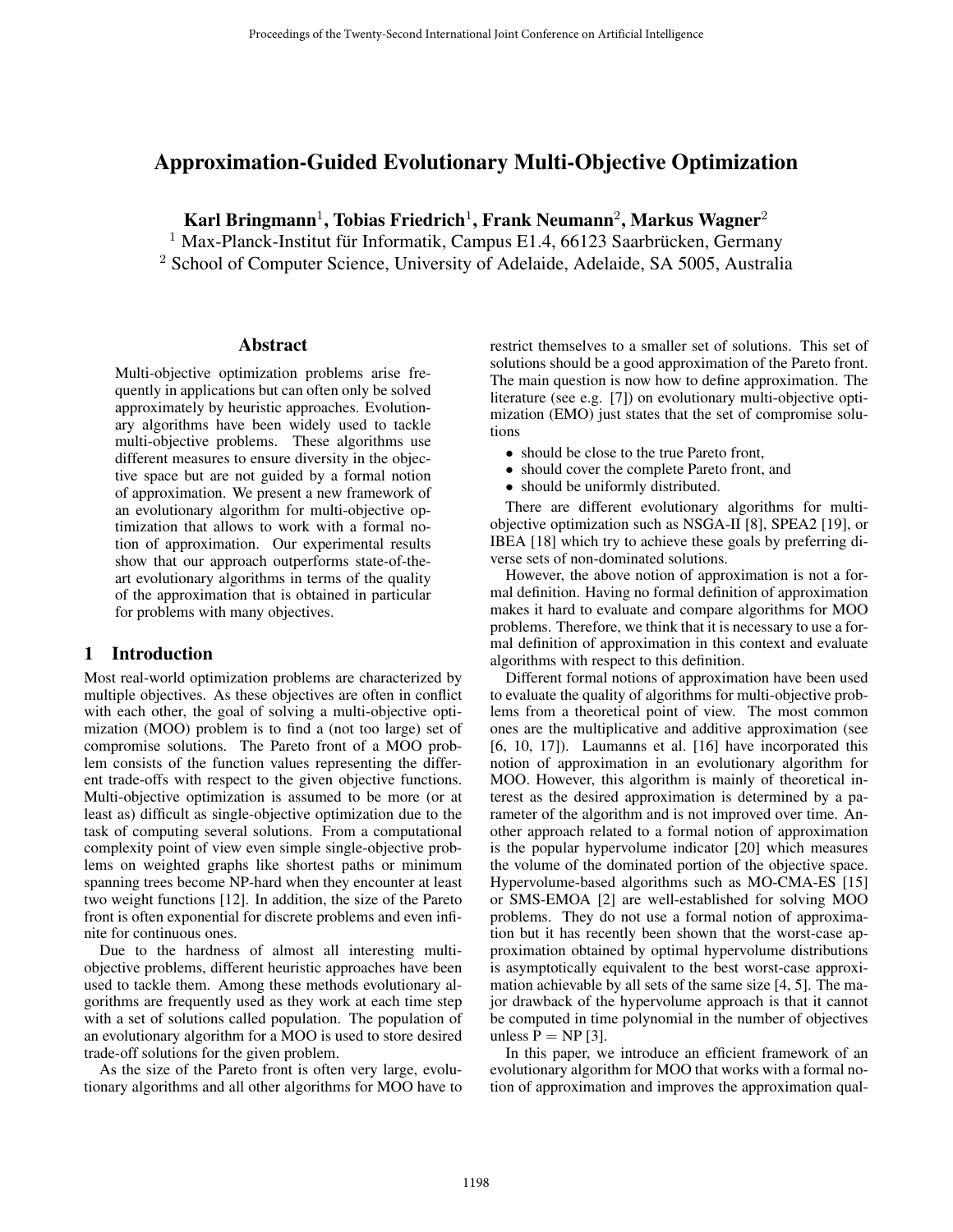# Approximation-Guided Evolutionary Multi-Objective Optimization

**Karl Bringmann[1], Tobias Friedrich[1], Frank Neumann[2], Markus Wagner[2]**

[1] Max-Planck-Institut für Informatik, Campus E1.4, 66123 Saarbrücken, Germany

[2] School of Computer Science, University of Adelaide, Adelaide, SA 5005, Australia

## Abstract

Multi-objective optimization problems arise frequently in applications but can often only be solved approximately by heuristic approaches. Evolutionary algorithms have been widely used to tackle multi-objective problems. These algorithms use different measures to ensure diversity in the objective space but are not guided by a formal notion of approximation. We present a new framework of an evolutionary algorithm for multi-objective optimization that allows to work with a formal notion of approximation. Our experimental results show that our approach outperforms state-of-the-art evolutionary algorithms in terms of the quality of the approximation that is obtained in particular for problems with many objectives.

## 1 Introduction

Most real-world optimization problems are characterized by multiple objectives. As these objectives are often in conflict with each other, the goal of solving a multi-objective optimization (MOO) problem is to find a (not too large) set of compromise solutions. The Pareto front of a MOO problem consists of the function values representing the different trade-offs with respect to the given objective functions. Multi-objective optimization is assumed to be more (or at least as) difficult as single-objective optimization due to the task of computing several solutions. From a computational complexity point of view even simple single-objective problems on weighted graphs like shortest paths or minimum spanning trees become NP-hard when they encounter at least two weight functions [12]. In addition, the size of the Pareto front is often exponential for discrete problems and even infinite for continuous ones.

Due to the hardness of almost all interesting multi-objective problems, different heuristic approaches have been used to tackle them. Among these methods evolutionary algorithms are frequently used as they work at each time step with a set of solutions called population. The population of an evolutionary algorithm for a MOO is used to store desired trade-off solutions for the given problem.

As the size of the Pareto front is often very large, evolutionary algorithms and all other algorithms for MOO have to restrict themselves to a smaller set of solutions. This set of solutions should be a good approximation of the Pareto front. The main question is now how to define approximation. The literature (see e.g. [7]) on evolutionary multi-objective optimization (EMO) just states that the set of compromise solutions

- should be close to the true Pareto front,
- should cover the complete Pareto front, and
- should be uniformly distributed.

There are different evolutionary algorithms for multi-objective optimization such as NSGA-II [8], SPEA2 [19], or IBEA [18] which try to achieve these goals by preferring diverse sets of non-dominated solutions.

However, the above notion of approximation is not a formal definition. Having no formal definition of approximation makes it hard to evaluate and compare algorithms for MOO problems. Therefore, we think that it is necessary to use a formal definition of approximation in this context and evaluate algorithms with respect to this definition.

Different formal notions of approximation have been used to evaluate the quality of algorithms for multi-objective problems from a theoretical point of view. The most common ones are the multiplicative and additive approximation (see [6, 10, 17]). Laumanns et al. [16] have incorporated this notion of approximation in an evolutionary algorithm for MOO. However, this algorithm is mainly of theoretical interest as the desired approximation is determined by a parameter of the algorithm and is not improved over time. Another approach related to a formal notion of approximation is the popular hypervolume indicator [20] which measures the volume of the dominated portion of the objective space. Hypervolume-based algorithms such as MO-CMA-ES [15] or SMS-EMOA [2] are well-established for solving MOO problems. They do not use a formal notion of approximation but it has recently been shown that the worst-case approximation obtained by optimal hypervolume distributions is asymptotically equivalent to the best worst-case approximation achievable by all sets of the same size [4, 5]. The major drawback of the hypervolume approach is that it cannot be computed in time polynomial in the number of objectives unless P = NP [3].

In this paper, we introduce an efficient framework of an evolutionary algorithm for MOO that works with a formal notion of approximation and improves the approximation qual-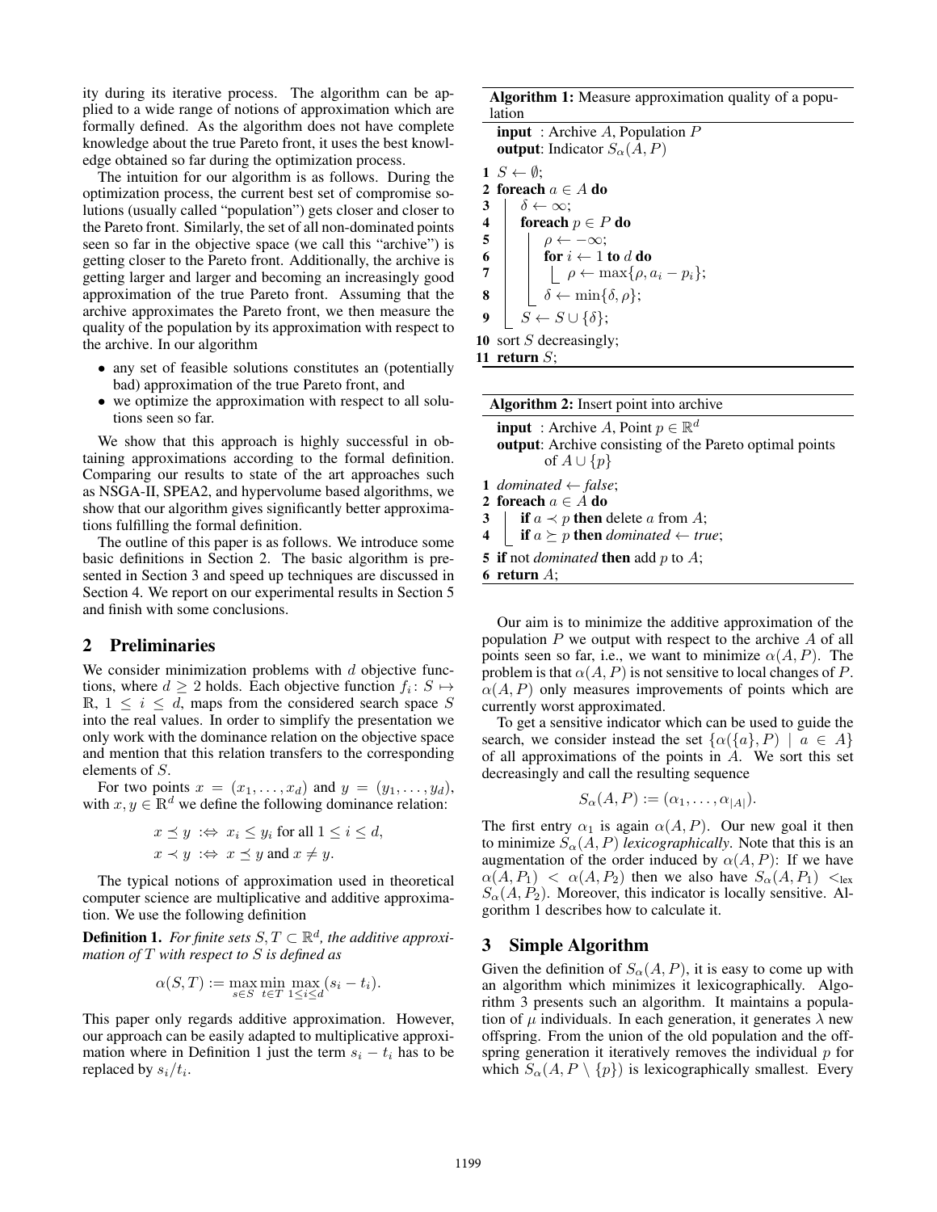ity during its iterative process. The algorithm can be applied to a wide range of notions of approximation which are formally defined. As the algorithm does not have complete knowledge about the true Pareto front, it uses the best knowledge obtained so far during the optimization process.

The intuition for our algorithm is as follows. During the optimization process, the current best set of compromise solutions (usually called "population") gets closer and closer to the Pareto front. Similarly, the set of all non-dominated points seen so far in the objective space (we call this "archive") is getting closer to the Pareto front. Additionally, the archive is getting larger and larger and becoming an increasingly good approximation of the true Pareto front. Assuming that the archive approximates the Pareto front, we then measure the quality of the population by its approximation with respect to the archive. In our algorithm

- any set of feasible solutions constitutes an (potentially bad) approximation of the true Pareto front, and
- we optimize the approximation with respect to all solutions seen so far.

We show that this approach is highly successful in obtaining approximations according to the formal definition. Comparing our results to state of the art approaches such as NSGA-II, SPEA2, and hypervolume based algorithms, we show that our algorithm gives significantly better approximations fulfilling the formal definition.

The outline of this paper is as follows. We introduce some basic definitions in Section 2. The basic algorithm is presented in Section 3 and speed up techniques are discussed in Section 4. We report on our experimental results in Section 5 and finish with some conclusions.

## 2 Preliminaries

We consider minimization problems with $d$ objective functions, where $d \geq 2$ holds. Each objective function $f_i \colon S \mapsto \mathbb{R}$, $1 \leq i \leq d$, maps from the considered search space $S$ into the real values. In order to simplify the presentation we only work with the dominance relation on the objective space and mention that this relation transfers to the corresponding elements of $S$.

For two points $x = (x_1, \ldots, x_d)$ and $y = (y_1, \ldots, y_d)$, with $x, y \in \mathbb{R}^d$ we define the following dominance relation:

$$x \preceq y \;:\Leftrightarrow\; x_i \leq y_i \text{ for all } 1 \leq i \leq d,$$
$$x \prec y \;:\Leftrightarrow\; x \preceq y \text{ and } x \neq y.$$

The typical notions of approximation used in theoretical computer science are multiplicative and additive approximation. We use the following definition

**Definition 1.** *For finite sets $S, T \subset \mathbb{R}^d$, the additive approximation of $T$ with respect to $S$ is defined as*

$$\alpha(S, T) := \max_{s \in S} \min_{t \in T} \max_{1 \leq i \leq d} (s_i - t_i).$$

This paper only regards additive approximation. However, our approach can be easily adapted to multiplicative approximation where in Definition 1 just the term $s_i - t_i$ has to be replaced by $s_i / t_i$.

**Algorithm 1:** Measure approximation quality of a population

```
input : Archive A, Population P
output: Indicator S_α(A, P)
1  S ← ∅;
2  foreach a ∈ A do
3      δ ← ∞;
4      foreach p ∈ P do
5          ρ ← −∞;
6          for i ← 1 to d do
7              ρ ← max{ρ, a_i − p_i};
8          δ ← min{δ, ρ};
9      S ← S ∪ {δ};
10 sort S decreasingly;
11 return S;
```

**Algorithm 2:** Insert point into archive

```
input : Archive A, Point p ∈ ℝ^d
output: Archive consisting of the Pareto optimal points
        of A ∪ {p}
1  dominated ← false;
2  foreach a ∈ A do
3      if a ≺ p then delete a from A;
4      if a ⪰ p then dominated ← true;
5  if not dominated then add p to A;
6  return A;
```

Our aim is to minimize the additive approximation of the population $P$ we output with respect to the archive $A$ of all points seen so far, i.e., we want to minimize $\alpha(A, P)$. The problem is that $\alpha(A, P)$ is not sensitive to local changes of $P$. $\alpha(A, P)$ only measures improvements of points which are currently worst approximated.

To get a sensitive indicator which can be used to guide the search, we consider instead the set $\{\alpha(\{a\}, P) \mid a \in A\}$ of all approximations of the points in $A$. We sort this set decreasingly and call the resulting sequence

$$S_\alpha(A, P) := (\alpha_1, \ldots, \alpha_{|A|}).$$

The first entry $\alpha_1$ is again $\alpha(A, P)$. Our new goal it then to minimize $S_\alpha(A, P)$ *lexicographically*. Note that this is an augmentation of the order induced by $\alpha(A, P)$: If we have $\alpha(A, P_1) < \alpha(A, P_2)$ then we also have $S_\alpha(A, P_1) <_{\text{lex}} S_\alpha(A, P_2)$. Moreover, this indicator is locally sensitive. Algorithm 1 describes how to calculate it.

## 3 Simple Algorithm

Given the definition of $S_\alpha(A, P)$, it is easy to come up with an algorithm which minimizes it lexicographically. Algorithm 3 presents such an algorithm. It maintains a population of $\mu$ individuals. In each generation, it generates $\lambda$ new offspring. From the union of the old population and the offspring generation it iteratively removes the individual $p$ for which $S_\alpha(A, P \setminus \{p\})$ is lexicographically smallest. Every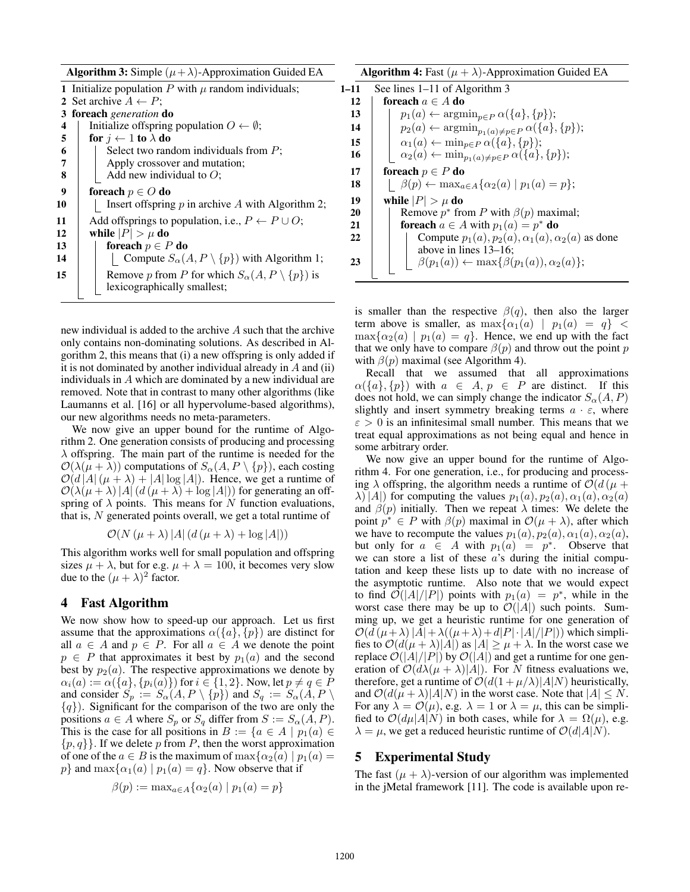**Algorithm 3:** Simple $(\mu+\lambda)$-Approximation Guided EA

```
1  Initialize population P with μ random individuals;
2  Set archive A ← P;
3  foreach generation do
4      Initialize offspring population O ← ∅;
5      for j ← 1 to λ do
6          Select two random individuals from P;
7          Apply crossover and mutation;
8          Add new individual to O;
9      foreach p ∈ O do
10         Insert offspring p in archive A with Algorithm 2;
11     Add offsprings to population, i.e., P ← P ∪ O;
12     while |P| > μ do
13         foreach p ∈ P do
14             Compute S_α(A, P \ {p}) with Algorithm 1;
15         Remove p from P for which S_α(A, P \ {p}) is
           lexicographically smallest;
```

new individual is added to the archive $A$ such that the archive only contains non-dominating solutions. As described in Algorithm 2, this means that (i) a new offspring is only added if it is not dominated by another individual already in $A$ and (ii) individuals in $A$ which are dominated by a new individual are removed. Note that in contrast to many other algorithms (like Laumanns et al. [16] or all hypervolume-based algorithms), our new algorithms needs no meta-parameters.

We now give an upper bound for the runtime of Algorithm 2. One generation consists of producing and processing $\lambda$ offspring. The main part of the runtime is needed for the $\mathcal{O}(\lambda(\mu+\lambda))$ computations of $S_\alpha(A, P \setminus \{p\})$, each costing $\mathcal{O}(d\,|A|\,(\mu+\lambda) + |A| \log |A|)$. Hence, we get a runtime of $\mathcal{O}(\lambda(\mu+\lambda)\,|A|\,(d\,(\mu+\lambda) + \log |A|))$ for generating an offspring of $\lambda$ points. This means for $N$ function evaluations, that is, $N$ generated points overall, we get a total runtime of

$$\mathcal{O}(N\,(\mu+\lambda)\,|A|\,(d\,(\mu+\lambda) + \log |A|))$$

This algorithm works well for small population and offspring sizes $\mu+\lambda$, but for e.g. $\mu+\lambda = 100$, it becomes very slow due to the $(\mu+\lambda)^2$ factor.

## 4 Fast Algorithm

We now show how to speed-up our approach. Let us first assume that the approximations $\alpha(\{a\},\{p\})$ are distinct for all $a \in A$ and $p \in P$. For all $a \in A$ we denote the point $p \in P$ that approximates it best by $p_1(a)$ and the second best by $p_2(a)$. The respective approximations we denote by $\alpha_i(a) := \alpha(\{a\},\{p_i(a)\})$ for $i \in \{1,2\}$. Now, let $p \neq q \in P$ and consider $S_p := S_\alpha(A, P \setminus \{p\})$ and $S_q := S_\alpha(A, P \setminus \{q\})$. Significant for the comparison of the two are only the positions $a \in A$ where $S_p$ or $S_q$ differ from $S := S_\alpha(A, P)$. This is the case for all positions in $B := \{a \in A \mid p_1(a) \in \{p, q\}\}$. If we delete $p$ from $P$, then the worst approximation of one of the $a \in B$ is the maximum of $\max\{\alpha_2(a) \mid p_1(a) = p\}$ and $\max\{\alpha_1(a) \mid p_1(a) = q\}$. Now observe that if

$$\beta(p) := \max_{a \in A}\{\alpha_2(a) \mid p_1(a) = p\}$$

is smaller than the respective $\beta(q)$, then also the larger term above is smaller, as $\max\{\alpha_1(a) \mid p_1(a) = q\} < \max\{\alpha_2(a) \mid p_1(a) = q\}$. Hence, we end up with the fact that we only have to compare $\beta(p)$ and throw out the point $p$ with $\beta(p)$ maximal (see Algorithm 4).

**Algorithm 4:** Fast $(\mu+\lambda)$-Approximation Guided EA

```
1–11  See lines 1–11 of Algorithm 3
12    foreach a ∈ A do
13        p1(a) ← argmin_{p∈P} α({a},{p});
14        p2(a) ← argmin_{p1(a)≠p∈P} α({a},{p});
15        α1(a) ← min_{p∈P} α({a},{p});
16        α2(a) ← min_{p1(a)≠p∈P} α({a},{p});
17    foreach p ∈ P do
18        β(p) ← max_{a∈A}{α2(a) | p1(a) = p};
19    while |P| > μ do
20        Remove p* from P with β(p) maximal;
21        foreach a ∈ A with p1(a) = p* do
22            Compute p1(a), p2(a), α1(a), α2(a) as done
              above in lines 13–16;
23            β(p1(a)) ← max{β(p1(a)), α2(a)};
```

Recall that we assumed that all approximations $\alpha(\{a\},\{p\})$ with $a \in A, p \in P$ are distinct. If this does not hold, we can simply change the indicator $S_\alpha(A, P)$ slightly and insert symmetry breaking terms $a \cdot \varepsilon$, where $\varepsilon > 0$ is an infinitesimal small number. This means that we treat equal approximations as not being equal and hence in some arbitrary order.

We now give an upper bound for the runtime of Algorithm 4. For one generation, i.e., for producing and processing $\lambda$ offspring, the algorithm needs a runtime of $\mathcal{O}(d\,(\mu+\lambda)\,|A|)$ for computing the values $p_1(a), p_2(a), \alpha_1(a), \alpha_2(a)$ and $\beta(p)$ initially. Then we repeat $\lambda$ times: We delete the point $p^* \in P$ with $\beta(p)$ maximal in $\mathcal{O}(\mu+\lambda)$, after which we have to recompute the values $p_1(a), p_2(a), \alpha_1(a), \alpha_2(a)$, but only for $a \in A$ with $p_1(a) = p^*$. Observe that we can store a list of these $a$'s during the initial computation and keep these lists up to date with no increase of the asymptotic runtime. Also note that we would expect to find $\mathcal{O}(|A|/|P|)$ points with $p_1(a) = p^*$, while in the worst case there may be up to $\mathcal{O}(|A|)$ such points. Summing up, we get a heuristic runtime for one generation of $\mathcal{O}(d\,(\mu+\lambda)\,|A| + \lambda((\mu+\lambda) + d|P| \cdot |A|/|P|))$ which simplifies to $\mathcal{O}(d(\mu+\lambda)|A|)$ as $|A| \geq \mu+\lambda$. In the worst case we replace $\mathcal{O}(|A|/|P|)$ by $\mathcal{O}(|A|)$ and get a runtime for one generation of $\mathcal{O}(d\lambda(\mu+\lambda)|A|)$. For $N$ fitness evaluations we, therefore, get a runtime of $\mathcal{O}(d(1+\mu/\lambda)|A|N)$ heuristically, and $\mathcal{O}(d(\mu+\lambda)|A|N)$ in the worst case. Note that $|A| \leq N$. For any $\lambda = \mathcal{O}(\mu)$, e.g. $\lambda = 1$ or $\lambda = \mu$, this can be simplified to $\mathcal{O}(d\mu|A|N)$ in both cases, while for $\lambda = \Omega(\mu)$, e.g. $\lambda = \mu$, we get a reduced heuristic runtime of $\mathcal{O}(d|A|N)$.

## 5 Experimental Study

The fast $(\mu+\lambda)$-version of our algorithm was implemented in the jMetal framework [11]. The code is available upon re-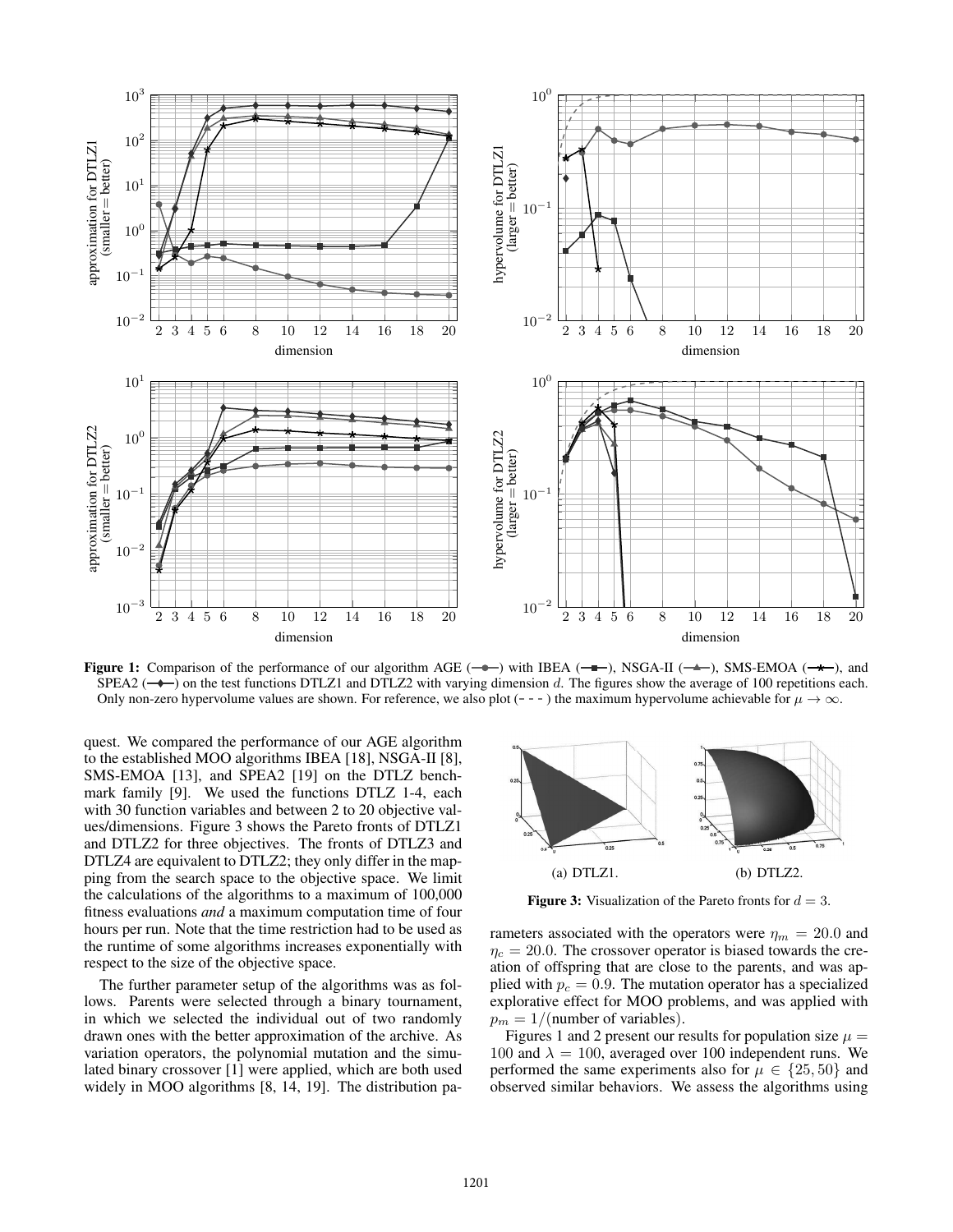**Figure 1:** Comparison of the performance of our algorithm AGE (—●—) with IBEA (—■—), NSGA-II (—▲—), SMS-EMOA (—★—), and SPEA2 (—◆—) on the test functions DTLZ1 and DTLZ2 with varying dimension $d$. The figures show the average of 100 repetitions each. Only non-zero hypervolume values are shown. For reference, we also plot (- - -) the maximum hypervolume achievable for $\mu \to \infty$.

quest. We compared the performance of our AGE algorithm to the established MOO algorithms IBEA [18], NSGA-II [8], SMS-EMOA [13], and SPEA2 [19] on the DTLZ benchmark family [9]. We used the functions DTLZ 1-4, each with 30 function variables and between 2 to 20 objective values/dimensions. Figure 3 shows the Pareto fronts of DTLZ1 and DTLZ2 for three objectives. The fronts of DTLZ3 and DTLZ4 are equivalent to DTLZ2; they only differ in the mapping from the search space to the objective space. We limit the calculations of the algorithms to a maximum of 100,000 fitness evaluations *and* a maximum computation time of four hours per run. Note that the time restriction had to be used as the runtime of some algorithms increases exponentially with respect to the size of the objective space.

The further parameter setup of the algorithms was as follows. Parents were selected through a binary tournament, in which we selected the individual out of two randomly drawn ones with the better approximation of the archive. As variation operators, the polynomial mutation and the simulated binary crossover [1] were applied, which are both used widely in MOO algorithms [8, 14, 19]. The distribution parameters associated with the operators were $\eta_m = 20.0$ and $\eta_c = 20.0$. The crossover operator is biased towards the creation of offspring that are close to the parents, and was applied with $p_c = 0.9$. The mutation operator has a specialized explorative effect for MOO problems, and was applied with $p_m = 1/(\text{number of variables})$.

(a) DTLZ1. (b) DTLZ2.

**Figure 3:** Visualization of the Pareto fronts for $d = 3$.

Figures 1 and 2 present our results for population size $\mu = 100$ and $\lambda = 100$, averaged over 100 independent runs. We performed the same experiments also for $\mu \in \{25, 50\}$ and observed similar behaviors. We assess the algorithms using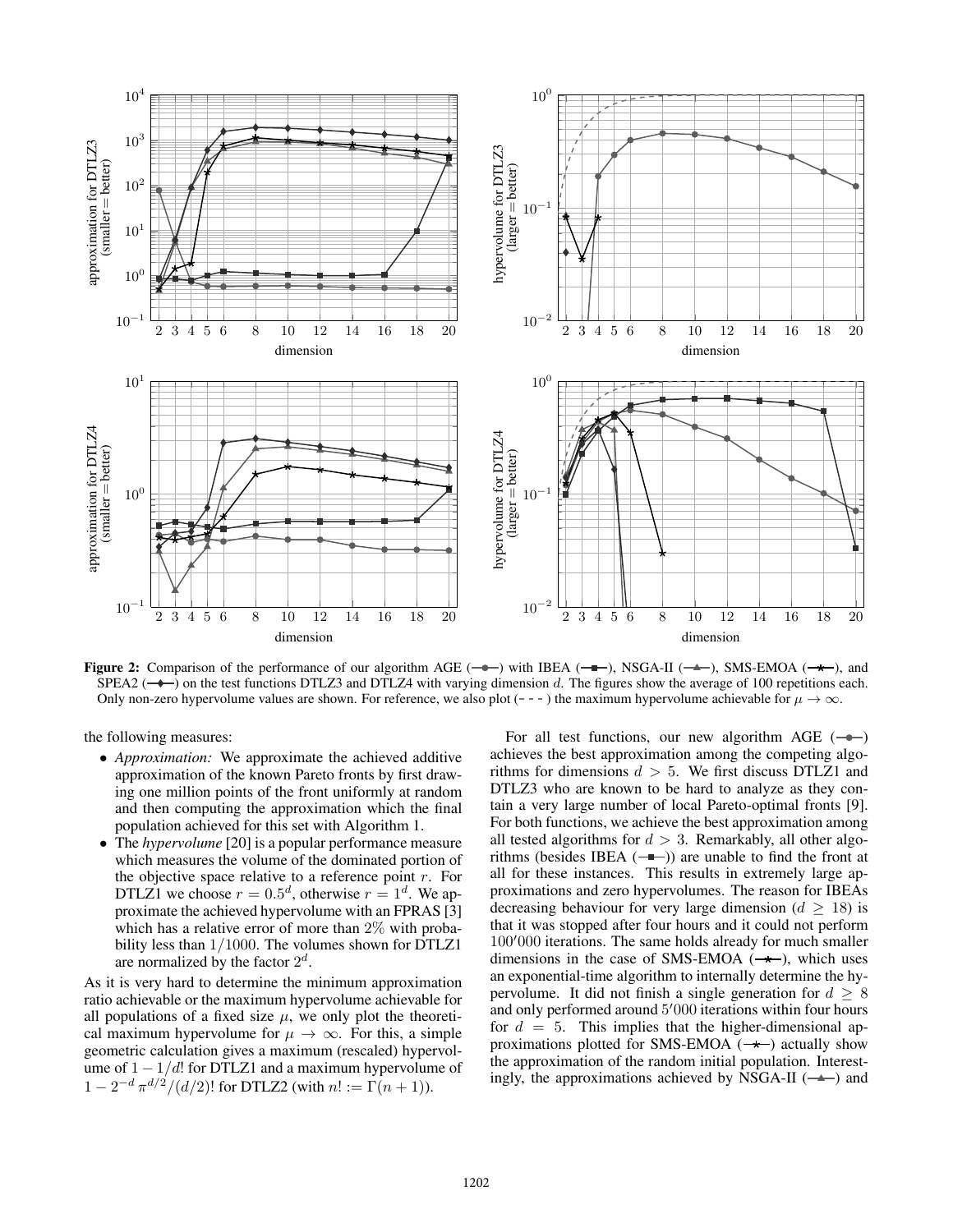**Figure 2:** Comparison of the performance of our algorithm AGE (—●—) with IBEA (—■—), NSGA-II (—▲—), SMS-EMOA (—★—), and SPEA2 (—◆—) on the test functions DTLZ3 and DTLZ4 with varying dimension $d$. The figures show the average of 100 repetitions each. Only non-zero hypervolume values are shown. For reference, we also plot (- - -) the maximum hypervolume achievable for $\mu \to \infty$.

the following measures:

- *Approximation:* We approximate the achieved additive approximation of the known Pareto fronts by first drawing one million points of the front uniformly at random and then computing the approximation which the final population achieved for this set with Algorithm 1.
- The *hypervolume* [20] is a popular performance measure which measures the volume of the dominated portion of the objective space relative to a reference point $r$. For DTLZ1 we choose $r = 0.5^d$, otherwise $r = 1^d$. We approximate the achieved hypervolume with an FPRAS [3] which has a relative error of more than 2% with probability less than $1/1000$. The volumes shown for DTLZ1 are normalized by the factor $2^d$.

As it is very hard to determine the minimum approximation ratio achievable or the maximum hypervolume achievable for all populations of a fixed size $\mu$, we only plot the theoretical maximum hypervolume for $\mu \to \infty$. For this, a simple geometric calculation gives a maximum (rescaled) hypervolume of $1 - 1/d!$ for DTLZ1 and a maximum hypervolume of $1 - 2^{-d}\,\pi^{d/2}/(d/2)!$ for DTLZ2 (with $n! := \Gamma(n+1)$).

For all test functions, our new algorithm AGE (—●—) achieves the best approximation among the competing algorithms for dimensions $d > 5$. We first discuss DTLZ1 and DTLZ3 who are known to be hard to analyze as they contain a very large number of local Pareto-optimal fronts [9]. For both functions, we achieve the best approximation among all tested algorithms for $d > 3$. Remarkably, all other algorithms (besides IBEA (—■—)) are unable to find the front at all for these instances. This results in extremely large approximations and zero hypervolumes. The reason for IBEAs decreasing behaviour for very large dimension ($d \geq 18$) is that it was stopped after four hours and it could not perform $100'000$ iterations. The same holds already for much smaller dimensions in the case of SMS-EMOA (—★—), which uses an exponential-time algorithm to internally determine the hypervolume. It did not finish a single generation for $d \geq 8$ and only performed around $5'000$ iterations within four hours for $d = 5$. This implies that the higher-dimensional approximations plotted for SMS-EMOA (—★—) actually show the approximation of the random initial population. Interestingly, the approximations achieved by NSGA-II (—▲—) and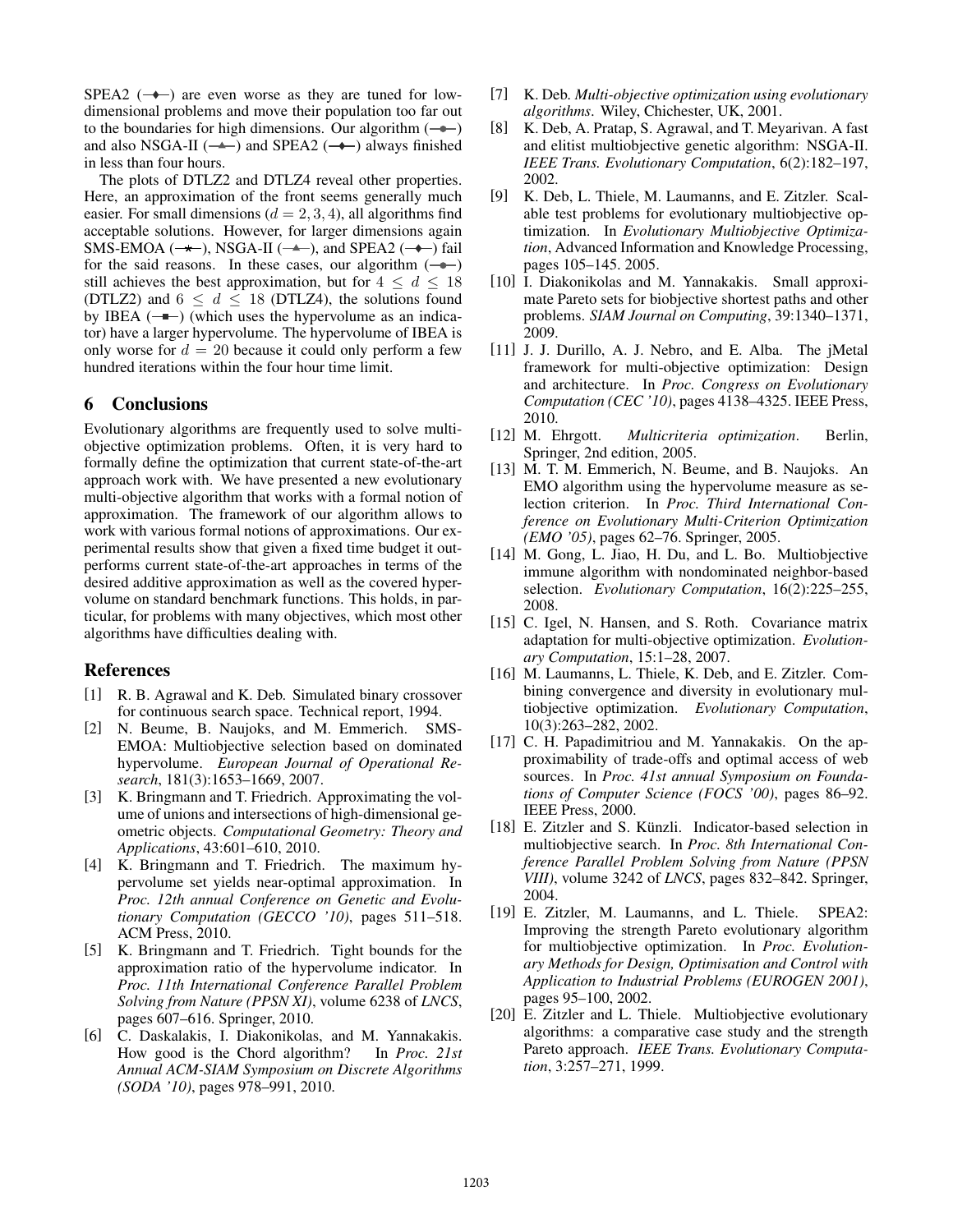SPEA2 (—◆—) are even worse as they are tuned for low-dimensional problems and move their population too far out to the boundaries for high dimensions. Our algorithm (—●—) and also NSGA-II (—▲—) and SPEA2 (—◆—) always finished in less than four hours.

The plots of DTLZ2 and DTLZ4 reveal other properties. Here, an approximation of the front seems generally much easier. For small dimensions ($d = 2, 3, 4$), all algorithms find acceptable solutions. However, for larger dimensions again SMS-EMOA (—★—), NSGA-II (—▲—), and SPEA2 (—◆—) fail for the said reasons. In these cases, our algorithm (—●—) still achieves the best approximation, but for $4 \leq d \leq 18$ (DTLZ2) and $6 \leq d \leq 18$ (DTLZ4), the solutions found by IBEA (—■—) (which uses the hypervolume as an indicator) have a larger hypervolume. The hypervolume of IBEA is only worse for $d = 20$ because it could only perform a few hundred iterations within the four hour time limit.

## 6 Conclusions

Evolutionary algorithms are frequently used to solve multi-objective optimization problems. Often, it is very hard to formally define the optimization that current state-of-the-art approach work with. We have presented a new evolutionary multi-objective algorithm that works with a formal notion of approximation. The framework of our algorithm allows to work with various formal notions of approximations. Our experimental results show that given a fixed time budget it outperforms current state-of-the-art approaches in terms of the desired additive approximation as well as the covered hypervolume on standard benchmark functions. This holds, in particular, for problems with many objectives, which most other algorithms have difficulties dealing with.

## References

[1] R. B. Agrawal and K. Deb. Simulated binary crossover for continuous search space. Technical report, 1994.

[2] N. Beume, B. Naujoks, and M. Emmerich. SMS-EMOA: Multiobjective selection based on dominated hypervolume. *European Journal of Operational Research*, 181(3):1653–1669, 2007.

[3] K. Bringmann and T. Friedrich. Approximating the volume of unions and intersections of high-dimensional geometric objects. *Computational Geometry: Theory and Applications*, 43:601–610, 2010.

[4] K. Bringmann and T. Friedrich. The maximum hypervolume set yields near-optimal approximation. In *Proc. 12th annual Conference on Genetic and Evolutionary Computation (GECCO '10)*, pages 511–518. ACM Press, 2010.

[5] K. Bringmann and T. Friedrich. Tight bounds for the approximation ratio of the hypervolume indicator. In *Proc. 11th International Conference Parallel Problem Solving from Nature (PPSN XI)*, volume 6238 of *LNCS*, pages 607–616. Springer, 2010.

[6] C. Daskalakis, I. Diakonikolas, and M. Yannakakis. How good is the Chord algorithm? In *Proc. 21st Annual ACM-SIAM Symposium on Discrete Algorithms (SODA '10)*, pages 978–991, 2010.

[7] K. Deb. *Multi-objective optimization using evolutionary algorithms*. Wiley, Chichester, UK, 2001.

[8] K. Deb, A. Pratap, S. Agrawal, and T. Meyarivan. A fast and elitist multiobjective genetic algorithm: NSGA-II. *IEEE Trans. Evolutionary Computation*, 6(2):182–197, 2002.

[9] K. Deb, L. Thiele, M. Laumanns, and E. Zitzler. Scalable test problems for evolutionary multiobjective optimization. In *Evolutionary Multiobjective Optimization*, Advanced Information and Knowledge Processing, pages 105–145. 2005.

[10] I. Diakonikolas and M. Yannakakis. Small approximate Pareto sets for biobjective shortest paths and other problems. *SIAM Journal on Computing*, 39:1340–1371, 2009.

[11] J. J. Durillo, A. J. Nebro, and E. Alba. The jMetal framework for multi-objective optimization: Design and architecture. In *Proc. Congress on Evolutionary Computation (CEC '10)*, pages 4138–4325. IEEE Press, 2010.

[12] M. Ehrgott. *Multicriteria optimization*. Berlin, Springer, 2nd edition, 2005.

[13] M. T. M. Emmerich, N. Beume, and B. Naujoks. An EMO algorithm using the hypervolume measure as selection criterion. In *Proc. Third International Conference on Evolutionary Multi-Criterion Optimization (EMO '05)*, pages 62–76. Springer, 2005.

[14] M. Gong, L. Jiao, H. Du, and L. Bo. Multiobjective immune algorithm with nondominated neighbor-based selection. *Evolutionary Computation*, 16(2):225–255, 2008.

[15] C. Igel, N. Hansen, and S. Roth. Covariance matrix adaptation for multi-objective optimization. *Evolutionary Computation*, 15:1–28, 2007.

[16] M. Laumanns, L. Thiele, K. Deb, and E. Zitzler. Combining convergence and diversity in evolutionary multiobjective optimization. *Evolutionary Computation*, 10(3):263–282, 2002.

[17] C. H. Papadimitriou and M. Yannakakis. On the approximability of trade-offs and optimal access of web sources. In *Proc. 41st annual Symposium on Foundations of Computer Science (FOCS '00)*, pages 86–92. IEEE Press, 2000.

[18] E. Zitzler and S. Künzli. Indicator-based selection in multiobjective search. In *Proc. 8th International Conference Parallel Problem Solving from Nature (PPSN VIII)*, volume 3242 of *LNCS*, pages 832–842. Springer, 2004.

[19] E. Zitzler, M. Laumanns, and L. Thiele. SPEA2: Improving the strength Pareto evolutionary algorithm for multiobjective optimization. In *Proc. Evolutionary Methods for Design, Optimisation and Control with Application to Industrial Problems (EUROGEN 2001)*, pages 95–100, 2002.

[20] E. Zitzler and L. Thiele. Multiobjective evolutionary algorithms: a comparative case study and the strength Pareto approach. *IEEE Trans. Evolutionary Computation*, 3:257–271, 1999.